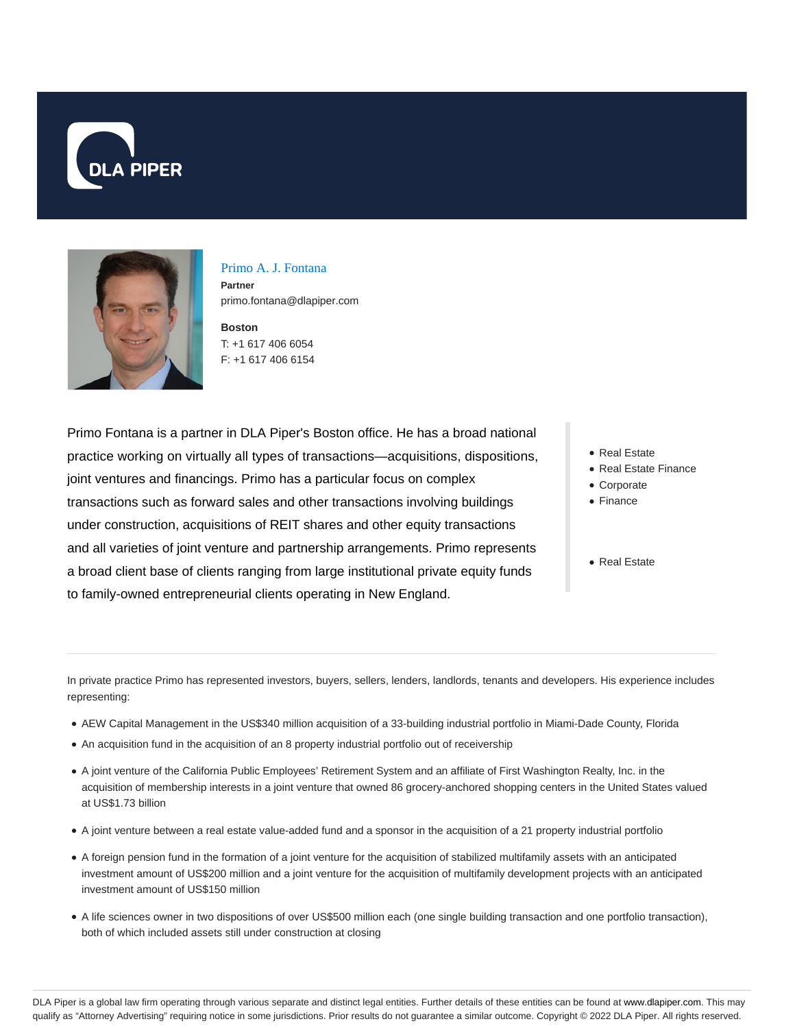DLA PIPER

## Primo A. J. Fontana

**Partner**
primo.fontana@dlapiper.com

**Boston**
T: +1 617 406 6054
F: +1 617 406 6154

Primo Fontana is a partner in DLA Piper's Boston office. He has a broad national practice working on virtually all types of transactions—acquisitions, dispositions, joint ventures and financings. Primo has a particular focus on complex transactions such as forward sales and other transactions involving buildings under construction, acquisitions of REIT shares and other equity transactions and all varieties of joint venture and partnership arrangements. Primo represents a broad client base of clients ranging from large institutional private equity funds to family-owned entrepreneurial clients operating in New England.

- Real Estate
- Real Estate Finance
- Corporate
- Finance

- Real Estate

In private practice Primo has represented investors, buyers, sellers, lenders, landlords, tenants and developers. His experience includes representing:

- AEW Capital Management in the US$340 million acquisition of a 33-building industrial portfolio in Miami-Dade County, Florida
- An acquisition fund in the acquisition of an 8 property industrial portfolio out of receivership
- A joint venture of the California Public Employees' Retirement System and an affiliate of First Washington Realty, Inc. in the acquisition of membership interests in a joint venture that owned 86 grocery-anchored shopping centers in the United States valued at US$1.73 billion
- A joint venture between a real estate value-added fund and a sponsor in the acquisition of a 21 property industrial portfolio
- A foreign pension fund in the formation of a joint venture for the acquisition of stabilized multifamily assets with an anticipated investment amount of US$200 million and a joint venture for the acquisition of multifamily development projects with an anticipated investment amount of US$150 million
- A life sciences owner in two dispositions of over US$500 million each (one single building transaction and one portfolio transaction), both of which included assets still under construction at closing

DLA Piper is a global law firm operating through various separate and distinct legal entities. Further details of these entities can be found at www.dlapiper.com. This may qualify as "Attorney Advertising" requiring notice in some jurisdictions. Prior results do not guarantee a similar outcome. Copyright © 2022 DLA Piper. All rights reserved.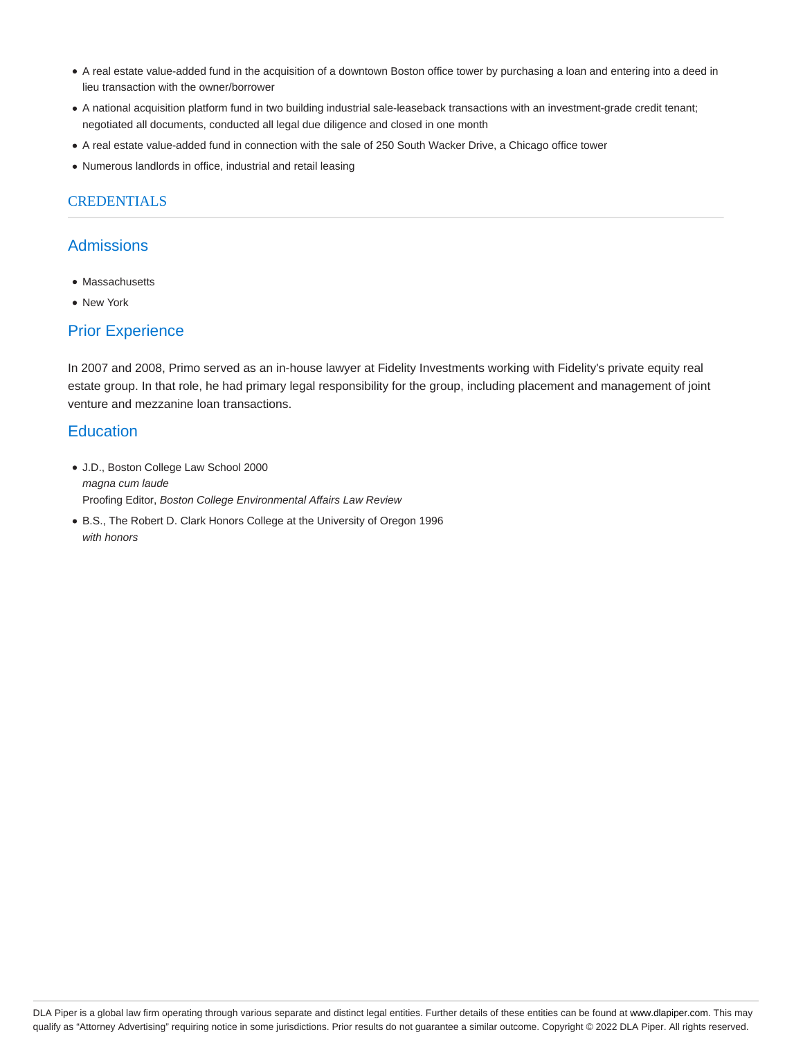- A real estate value-added fund in the acquisition of a downtown Boston office tower by purchasing a loan and entering into a deed in lieu transaction with the owner/borrower
- A national acquisition platform fund in two building industrial sale-leaseback transactions with an investment-grade credit tenant; negotiated all documents, conducted all legal due diligence and closed in one month
- A real estate value-added fund in connection with the sale of 250 South Wacker Drive, a Chicago office tower
- Numerous landlords in office, industrial and retail leasing

## CREDENTIALS

### Admissions

- Massachusetts
- New York

### Prior Experience

In 2007 and 2008, Primo served as an in-house lawyer at Fidelity Investments working with Fidelity's private equity real estate group. In that role, he had primary legal responsibility for the group, including placement and management of joint venture and mezzanine loan transactions.

### Education

- J.D., Boston College Law School 2000
  *magna cum laude*
  Proofing Editor, *Boston College Environmental Affairs Law Review*
- B.S., The Robert D. Clark Honors College at the University of Oregon 1996
  *with honors*

DLA Piper is a global law firm operating through various separate and distinct legal entities. Further details of these entities can be found at www.dlapiper.com. This may qualify as "Attorney Advertising" requiring notice in some jurisdictions. Prior results do not guarantee a similar outcome. Copyright © 2022 DLA Piper. All rights reserved.